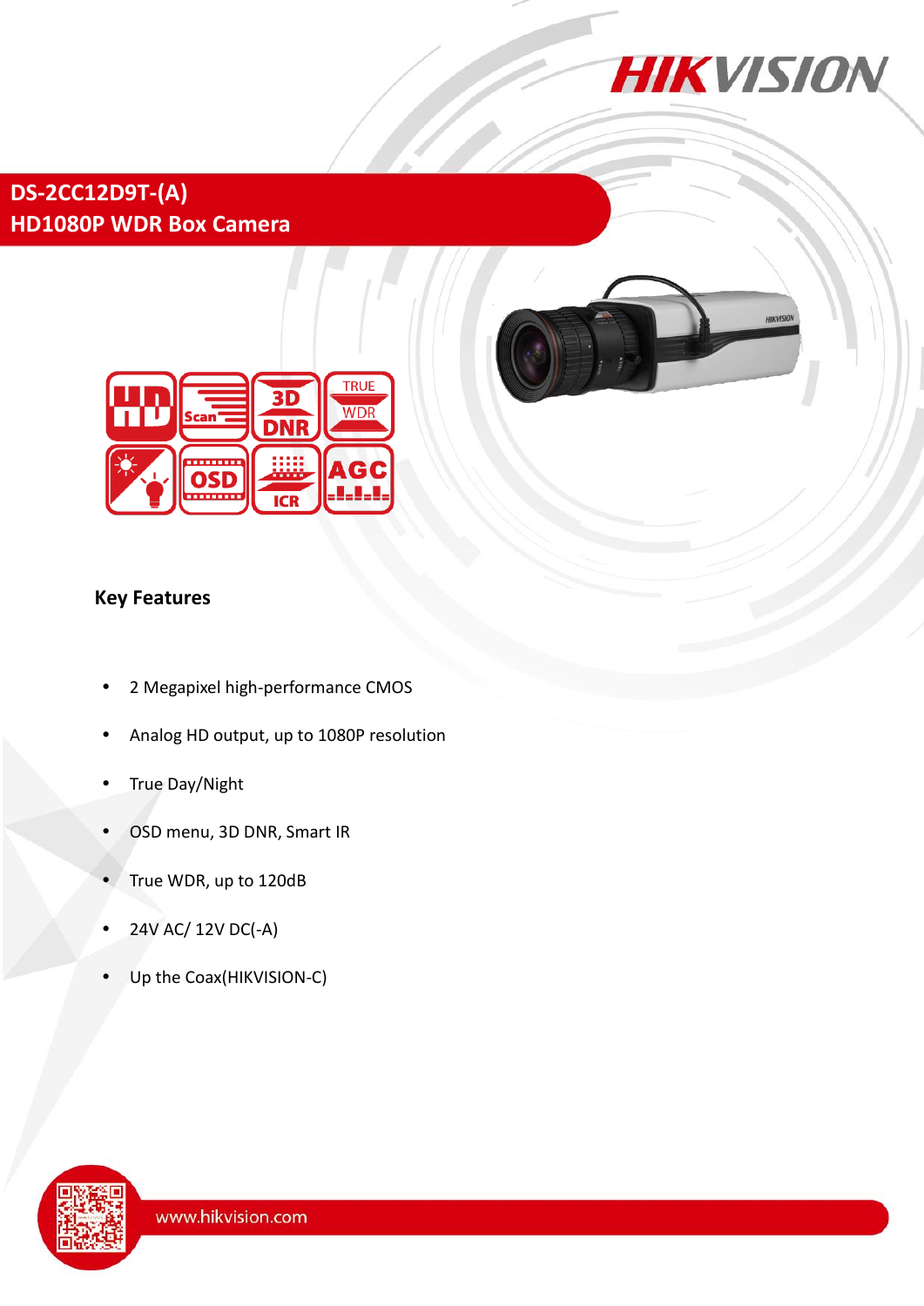# DS-2CC12D9T-(A)
## HD1080P WDR Box Camera

### Key Features

- 2 Megapixel high-performance CMOS
- Analog HD output, up to 1080P resolution
- True Day/Night
- OSD menu, 3D DNR, Smart IR
- True WDR, up to 120dB
- 24V AC/ 12V DC(-A)
- Up the Coax(HIKVISION-C)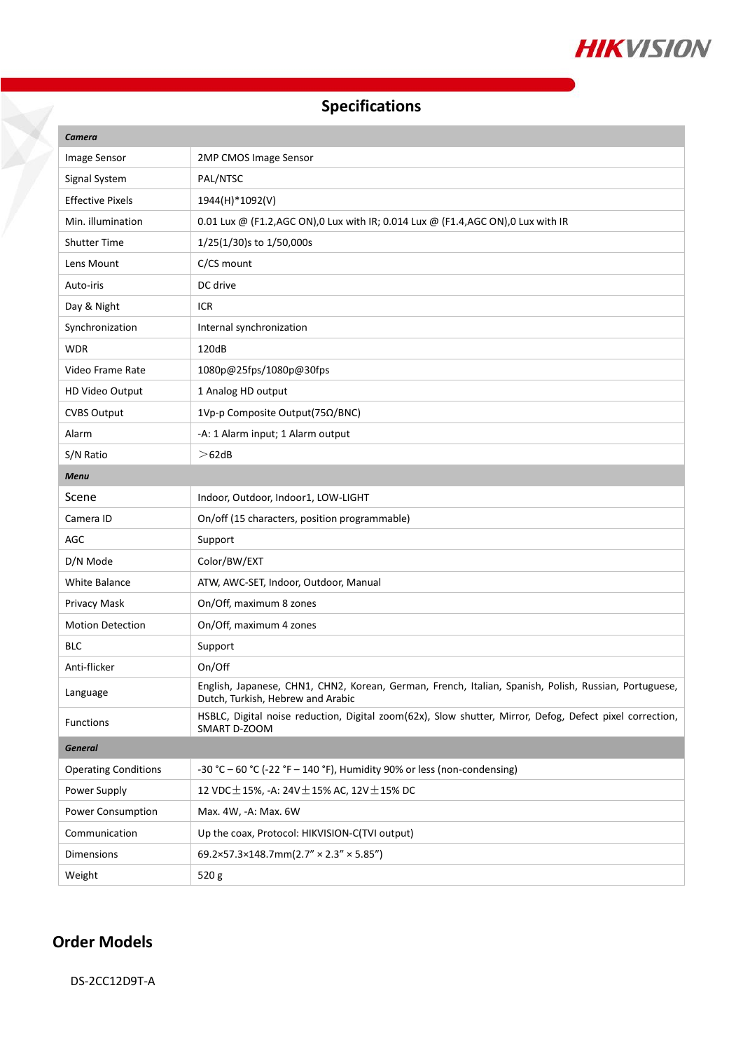## Specifications

| ***Camera*** | |
|---|---|
| Image Sensor | 2MP CMOS Image Sensor |
| Signal System | PAL/NTSC |
| Effective Pixels | 1944(H)*1092(V) |
| Min. illumination | 0.01 Lux @ (F1.2,AGC ON),0 Lux with IR; 0.014 Lux @ (F1.4,AGC ON),0 Lux with IR |
| Shutter Time | 1/25(1/30)s to 1/50,000s |
| Lens Mount | C/CS mount |
| Auto-iris | DC drive |
| Day & Night | ICR |
| Synchronization | Internal synchronization |
| WDR | 120dB |
| Video Frame Rate | 1080p@25fps/1080p@30fps |
| HD Video Output | 1 Analog HD output |
| CVBS Output | 1Vp-p Composite Output(75Ω/BNC) |
| Alarm | -A: 1 Alarm input; 1 Alarm output |
| S/N Ratio | ＞62dB |
| ***Menu*** | |
| Scene | Indoor, Outdoor, Indoor1, LOW-LIGHT |
| Camera ID | On/off (15 characters, position programmable) |
| AGC | Support |
| D/N Mode | Color/BW/EXT |
| White Balance | ATW, AWC-SET, Indoor, Outdoor, Manual |
| Privacy Mask | On/Off, maximum 8 zones |
| Motion Detection | On/Off, maximum 4 zones |
| BLC | Support |
| Anti-flicker | On/Off |
| Language | English, Japanese, CHN1, CHN2, Korean, German, French, Italian, Spanish, Polish, Russian, Portuguese, Dutch, Turkish, Hebrew and Arabic |
| Functions | HSBLC, Digital noise reduction, Digital zoom(62x), Slow shutter, Mirror, Defog, Defect pixel correction, SMART D-ZOOM |
| ***General*** | |
| Operating Conditions | -30 °C – 60 °C (-22 °F – 140 °F), Humidity 90% or less (non-condensing) |
| Power Supply | 12 VDC±15%, -A: 24V±15% AC, 12V±15% DC |
| Power Consumption | Max. 4W, -A: Max. 6W |
| Communication | Up the coax, Protocol: HIKVISION-C(TVI output) |
| Dimensions | 69.2×57.3×148.7mm(2.7” × 2.3” × 5.85”) |
| Weight | 520 g |

## Order Models

DS-2CC12D9T-A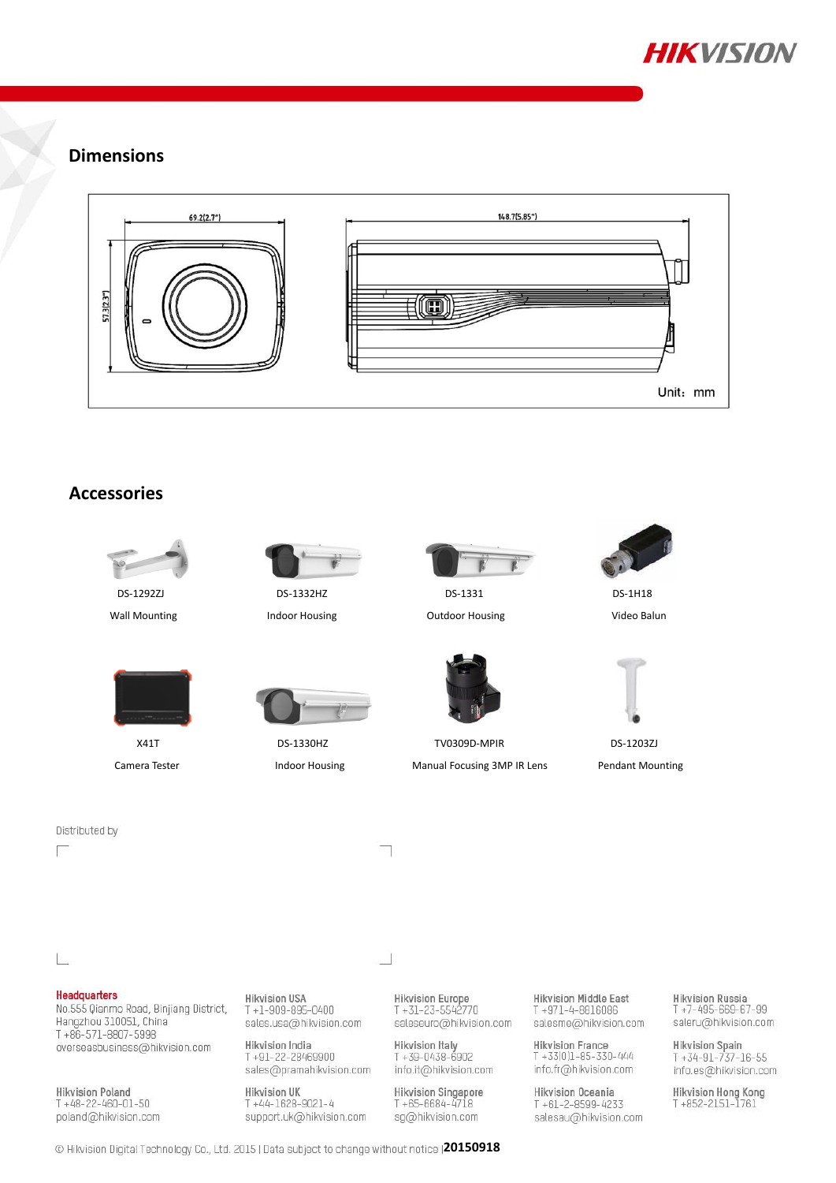## Dimensions

69.2(2.7")

148.7(5.85")

57.3(2.3")

Unit: mm

## Accessories

DS-1292ZJ

Wall Mounting

DS-1332HZ

Indoor Housing

DS-1331

Outdoor Housing

DS-1H18

Video Balun

X41T

Camera Tester

DS-1330HZ

Indoor Housing

TV0309D-MPIR

Manual Focusing 3MP IR Lens

DS-1203ZJ

Pendant Mounting

Distributed by

**Headquarters**
No.555 Qianmo Road, Binjiang District, Hangzhou 310051, China
T +86-571-8807-5998
overseasbusiness@hikvision.com

**Hikvision USA**
T +1-909-895-0400
sales.usa@hikvision.com

**Hikvision Europe**
T +31-23-5542770
saleseuro@hikvision.com

**Hikvision Middle East**
T +971-4-8816086
salesme@hikvision.com

**Hikvision Russia**
T +7-495-669-67-99
saleru@hikvision.com

**Hikvision India**
T +91-22-28469900
sales@pramahikvision.com

**Hikvision Italy**
T +39-0438-6902
info.it@hikvision.com

**Hikvision France**
T +33(0)1-85-330-444
info.fr@hikvision.com

**Hikvision Spain**
T +34-91-737-16-55
info.es@hikvision.com

**Hikvision Poland**
T +48-22-460-01-50
poland@hikvision.com

**Hikvision UK**
T +44-1628-9021-4
support.uk@hikvision.com

**Hikvision Singapore**
T +65-6684-4718
sg@hikvision.com

**Hikvision Oceania**
T +61-2-8599-4233
salesau@hikvision.com

**Hikvision Hong Kong**
T +852-2151-1761

© Hikvision Digital Technology Co., Ltd. 2015 | Data subject to change without notice | **20150918**